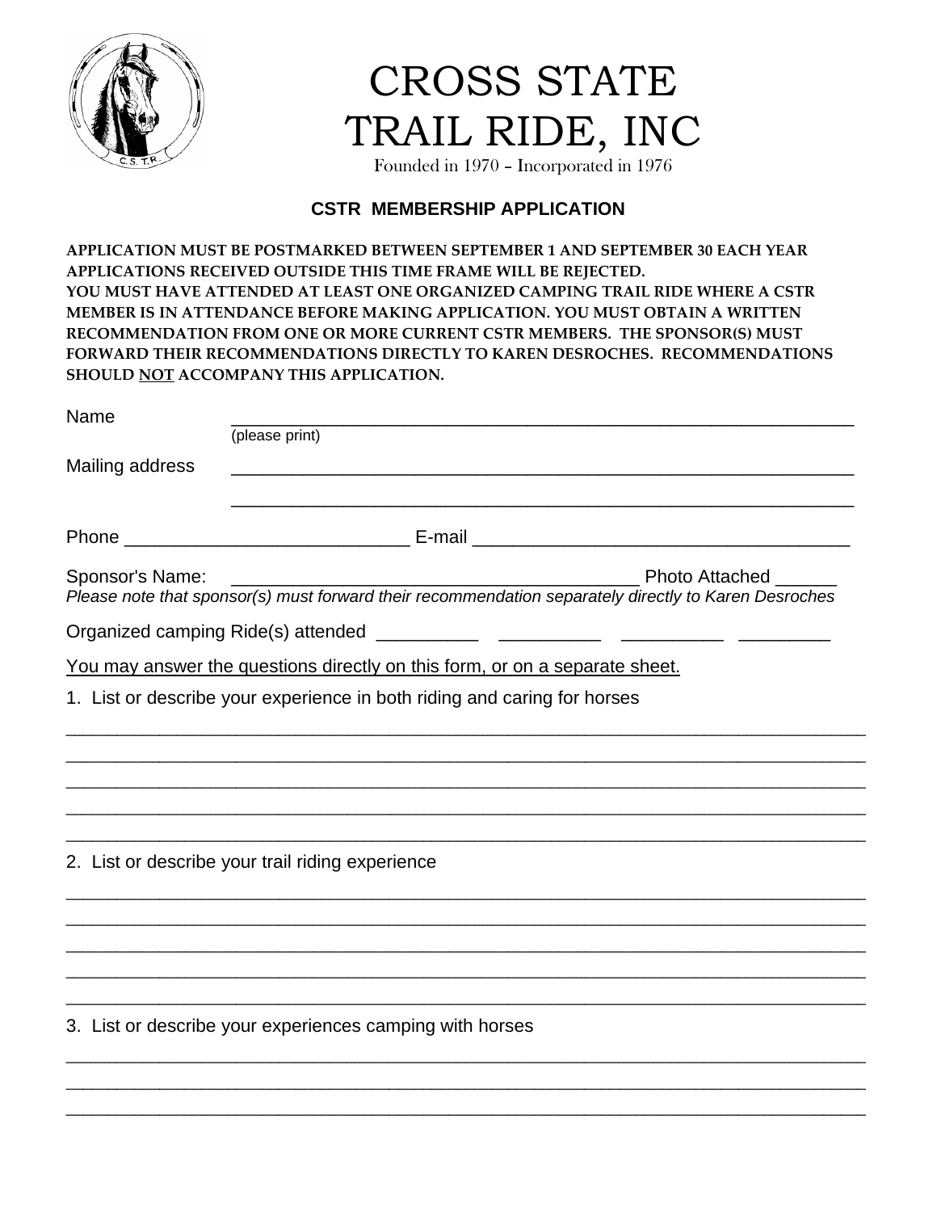# CROSS STATE TRAIL RIDE, INC

Founded in 1970 – Incorporated in 1976

## CSTR MEMBERSHIP APPLICATION

**APPLICATION MUST BE POSTMARKED BETWEEN SEPTEMBER 1 AND SEPTEMBER 30 EACH YEAR APPLICATIONS RECEIVED OUTSIDE THIS TIME FRAME WILL BE REJECTED. YOU MUST HAVE ATTENDED AT LEAST ONE ORGANIZED CAMPING TRAIL RIDE WHERE A CSTR MEMBER IS IN ATTENDANCE BEFORE MAKING APPLICATION. YOU MUST OBTAIN A WRITTEN RECOMMENDATION FROM ONE OR MORE CURRENT CSTR MEMBERS. THE SPONSOR(S) MUST FORWARD THEIR RECOMMENDATIONS DIRECTLY TO KAREN DESROCHES. RECOMMENDATIONS SHOULD <u>NOT</u> ACCOMPANY THIS APPLICATION.**

Name ________________________________________________________________
(please print)

Mailing address ________________________________________________________________

________________________________________________________________

Phone ____________________________ E-mail ______________________________________

Sponsor's Name: _________________________________________ Photo Attached ______

*Please note that sponsor(s) must forward their recommendation separately directly to Karen Desroches*

Organized camping Ride(s) attended __________ __________ __________ _________

<u>You may answer the questions directly on this form, or on a separate sheet.</u>

1. List or describe your experience in both riding and caring for horses

____________________________________________________________________________________

____________________________________________________________________________________

____________________________________________________________________________________

____________________________________________________________________________________

____________________________________________________________________________________

2. List or describe your trail riding experience

____________________________________________________________________________________

____________________________________________________________________________________

____________________________________________________________________________________

____________________________________________________________________________________

____________________________________________________________________________________

3. List or describe your experiences camping with horses

____________________________________________________________________________________

____________________________________________________________________________________

____________________________________________________________________________________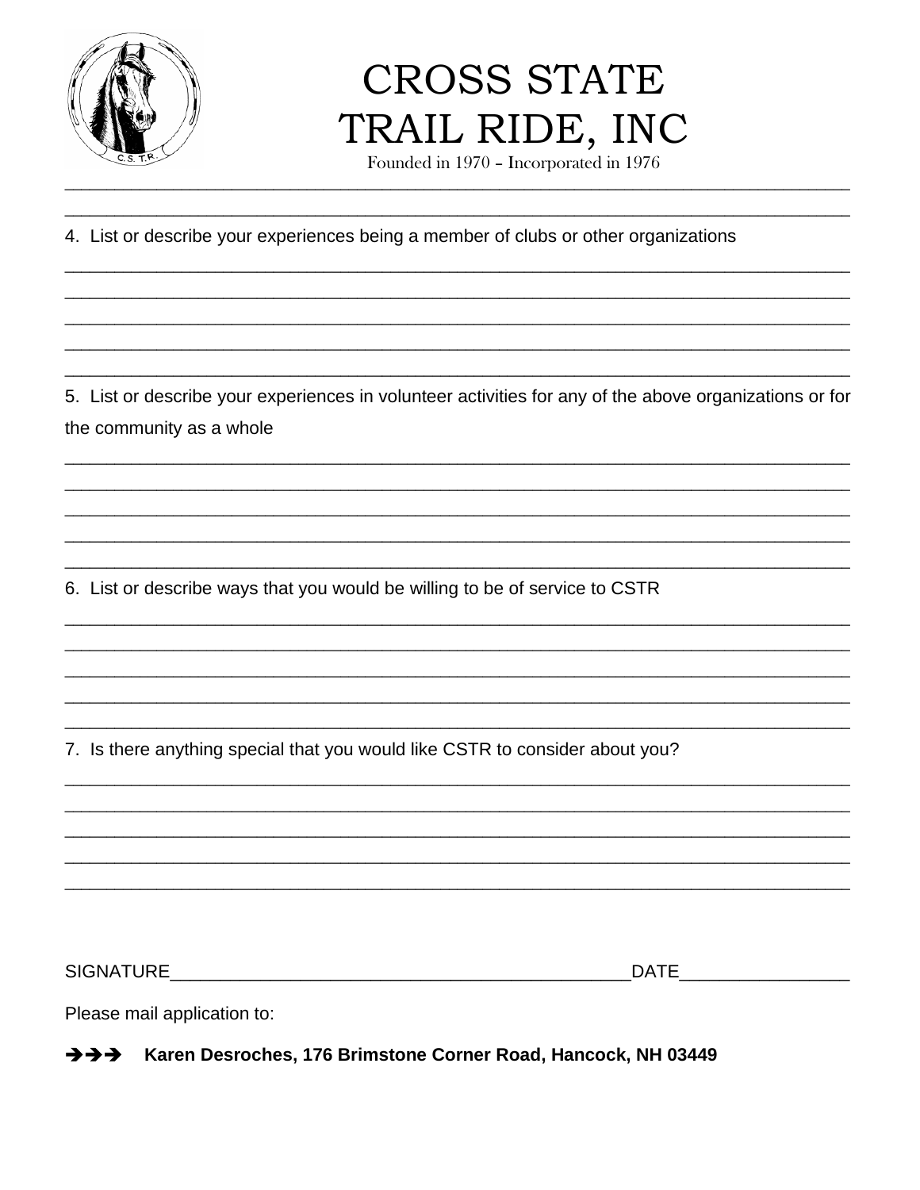# CROSS STATE TRAIL RIDE, INC

Founded in 1970 – Incorporated in 1976

4. List or describe your experiences being a member of clubs or other organizations

5. List or describe your experiences in volunteer activities for any of the above organizations or for the community as a whole

6. List or describe ways that you would be willing to be of service to CSTR

7. Is there anything special that you would like CSTR to consider about you?

SIGNATURE_______________________________________________DATE_________________

Please mail application to:

➔➔➔ **Karen Desroches, 176 Brimstone Corner Road, Hancock, NH 03449**